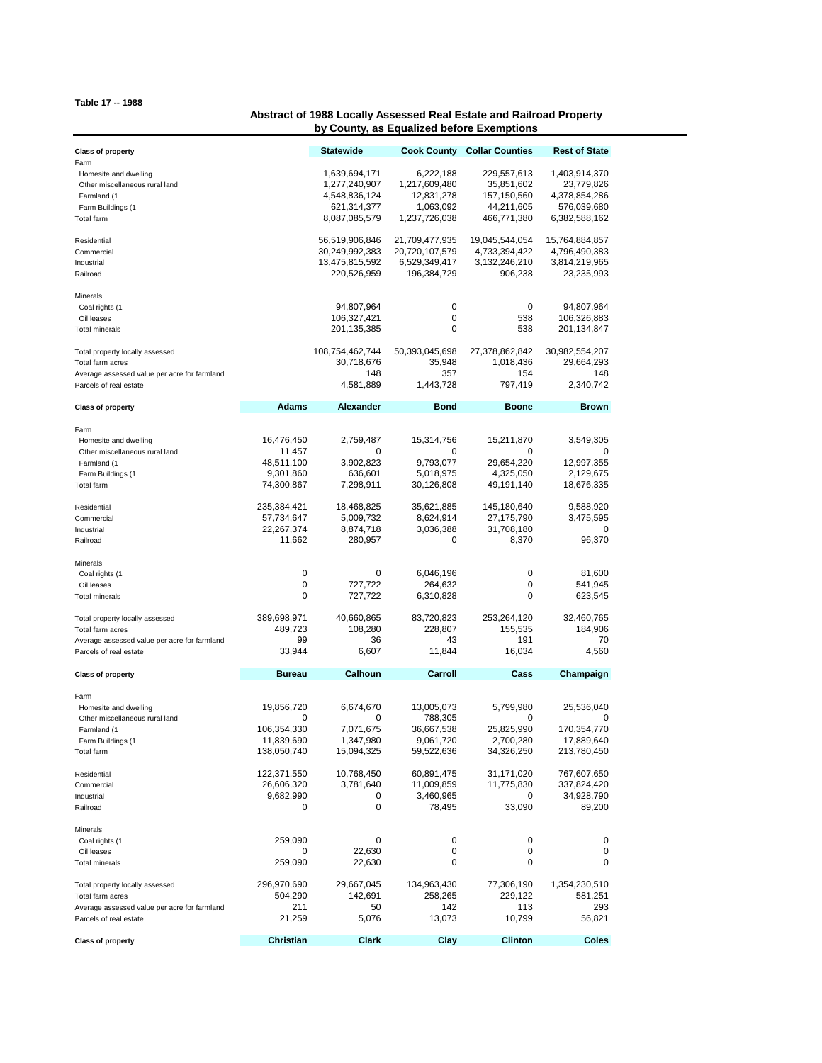Table 17 -- 1988

## Abstract of 1988 Locally Assessed Real Estate and Railroad Property by County, as Equalized before Exemptions

| Class of property | Statewide | Cook County | Collar Counties | Rest of State |
|---|---|---|---|---|
| Farm | | | | |
| Homesite and dwelling | 1,639,694,171 | 6,222,188 | 229,557,613 | 1,403,914,370 |
| Other miscellaneous rural land | 1,277,240,907 | 1,217,609,480 | 35,851,602 | 23,779,826 |
| Farmland (1 | 4,548,836,124 | 12,831,278 | 157,150,560 | 4,378,854,286 |
| Farm Buildings (1 | 621,314,377 | 1,063,092 | 44,211,605 | 576,039,680 |
| Total farm | 8,087,085,579 | 1,237,726,038 | 466,771,380 | 6,382,588,162 |
| Residential | 56,519,906,846 | 21,709,477,935 | 19,045,544,054 | 15,764,884,857 |
| Commercial | 30,249,992,383 | 20,720,107,579 | 4,733,394,422 | 4,796,490,383 |
| Industrial | 13,475,815,592 | 6,529,349,417 | 3,132,246,210 | 3,814,219,965 |
| Railroad | 220,526,959 | 196,384,729 | 906,238 | 23,235,993 |
| Minerals | | | | |
| Coal rights (1 | 94,807,964 | 0 | 0 | 94,807,964 |
| Oil leases | 106,327,421 | 0 | 538 | 106,326,883 |
| Total minerals | 201,135,385 | 0 | 538 | 201,134,847 |
| Total property locally assessed | 108,754,462,744 | 50,393,045,698 | 27,378,862,842 | 30,982,554,207 |
| Total farm acres | 30,718,676 | 35,948 | 1,018,436 | 29,664,293 |
| Average assessed value per acre for farmland | 148 | 357 | 154 | 148 |
| Parcels of real estate | 4,581,889 | 1,443,728 | 797,419 | 2,340,742 |

| Class of property | Adams | Alexander | Bond | Boone | Brown |
|---|---|---|---|---|---|
| Farm | | | | | |
| Homesite and dwelling | 16,476,450 | 2,759,487 | 15,314,756 | 15,211,870 | 3,549,305 |
| Other miscellaneous rural land | 11,457 | 0 | 0 | 0 | 0 |
| Farmland (1 | 48,511,100 | 3,902,823 | 9,793,077 | 29,654,220 | 12,997,355 |
| Farm Buildings (1 | 9,301,860 | 636,601 | 5,018,975 | 4,325,050 | 2,129,675 |
| Total farm | 74,300,867 | 7,298,911 | 30,126,808 | 49,191,140 | 18,676,335 |
| Residential | 235,384,421 | 18,468,825 | 35,621,885 | 145,180,640 | 9,588,920 |
| Commercial | 57,734,647 | 5,009,732 | 8,624,914 | 27,175,790 | 3,475,595 |
| Industrial | 22,267,374 | 8,874,718 | 3,036,388 | 31,708,180 | 0 |
| Railroad | 11,662 | 280,957 | 0 | 8,370 | 96,370 |
| Minerals | | | | | |
| Coal rights (1 | 0 | 0 | 6,046,196 | 0 | 81,600 |
| Oil leases | 0 | 727,722 | 264,632 | 0 | 541,945 |
| Total minerals | 0 | 727,722 | 6,310,828 | 0 | 623,545 |
| Total property locally assessed | 389,698,971 | 40,660,865 | 83,720,823 | 253,264,120 | 32,460,765 |
| Total farm acres | 489,723 | 108,280 | 228,807 | 155,535 | 184,906 |
| Average assessed value per acre for farmland | 99 | 36 | 43 | 191 | 70 |
| Parcels of real estate | 33,944 | 6,607 | 11,844 | 16,034 | 4,560 |

| Class of property | Bureau | Calhoun | Carroll | Cass | Champaign |
|---|---|---|---|---|---|
| Farm | | | | | |
| Homesite and dwelling | 19,856,720 | 6,674,670 | 13,005,073 | 5,799,980 | 25,536,040 |
| Other miscellaneous rural land | 0 | 0 | 788,305 | 0 | 0 |
| Farmland (1 | 106,354,330 | 7,071,675 | 36,667,538 | 25,825,990 | 170,354,770 |
| Farm Buildings (1 | 11,839,690 | 1,347,980 | 9,061,720 | 2,700,280 | 17,889,640 |
| Total farm | 138,050,740 | 15,094,325 | 59,522,636 | 34,326,250 | 213,780,450 |
| Residential | 122,371,550 | 10,768,450 | 60,891,475 | 31,171,020 | 767,607,650 |
| Commercial | 26,606,320 | 3,781,640 | 11,009,859 | 11,775,830 | 337,824,420 |
| Industrial | 9,682,990 | 0 | 3,460,965 | 0 | 34,928,790 |
| Railroad | 0 | 0 | 78,495 | 33,090 | 89,200 |
| Minerals | | | | | |
| Coal rights (1 | 259,090 | 0 | 0 | 0 | 0 |
| Oil leases | 0 | 22,630 | 0 | 0 | 0 |
| Total minerals | 259,090 | 22,630 | 0 | 0 | 0 |
| Total property locally assessed | 296,970,690 | 29,667,045 | 134,963,430 | 77,306,190 | 1,354,230,510 |
| Total farm acres | 504,290 | 142,691 | 258,265 | 229,122 | 581,251 |
| Average assessed value per acre for farmland | 211 | 50 | 142 | 113 | 293 |
| Parcels of real estate | 21,259 | 5,076 | 13,073 | 10,799 | 56,821 |

| Class of property | Christian | Clark | Clay | Clinton | Coles |
|---|---|---|---|---|---|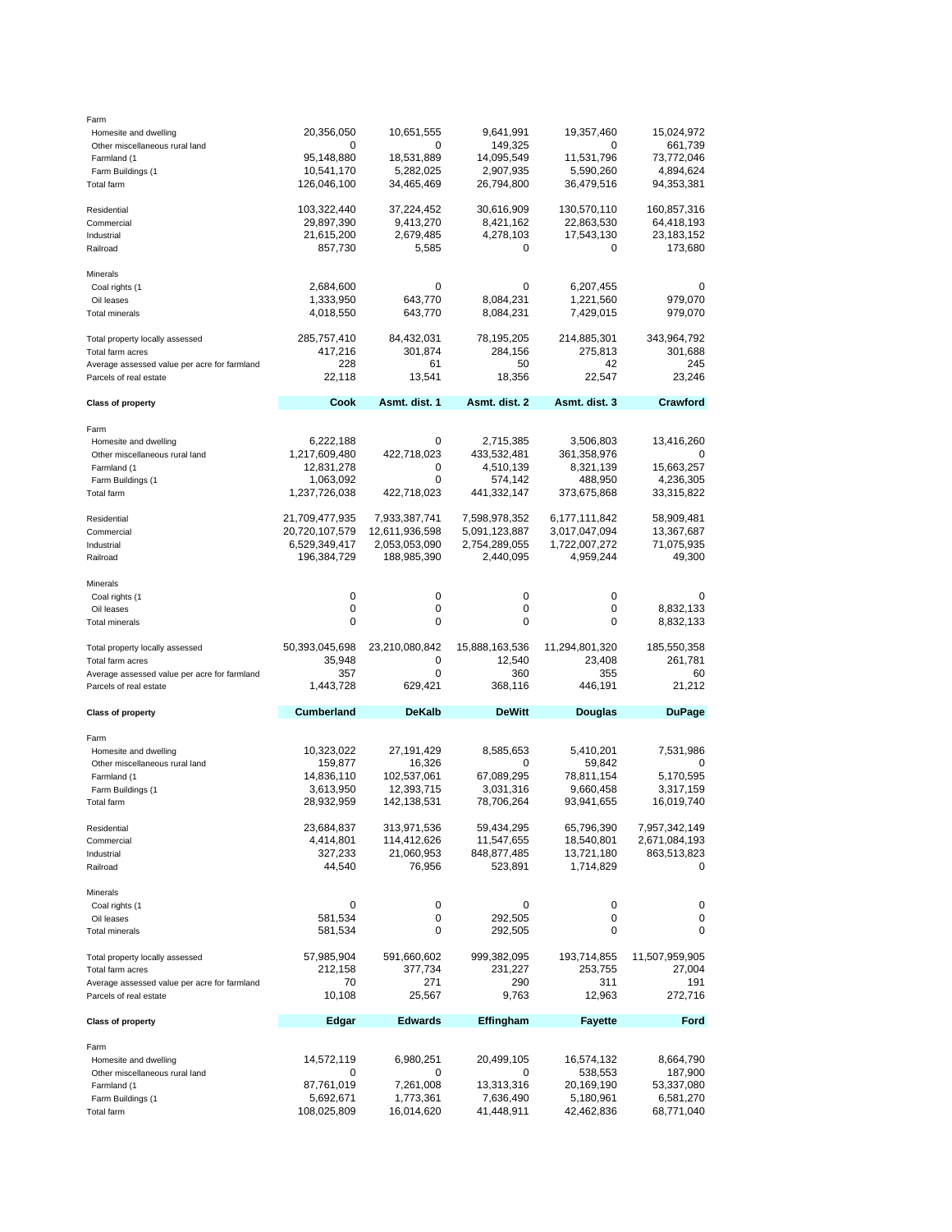| | | | | | |
|---|---|---|---|---|---|
| Farm | | | | | |
| Homesite and dwelling | 20,356,050 | 10,651,555 | 9,641,991 | 19,357,460 | 15,024,972 |
| Other miscellaneous rural land | 0 | 0 | 149,325 | 0 | 661,739 |
| Farmland (1 | 95,148,880 | 18,531,889 | 14,095,549 | 11,531,796 | 73,772,046 |
| Farm Buildings (1 | 10,541,170 | 5,282,025 | 2,907,935 | 5,590,260 | 4,894,624 |
| Total farm | 126,046,100 | 34,465,469 | 26,794,800 | 36,479,516 | 94,353,381 |
| | | | | | |
| Residential | 103,322,440 | 37,224,452 | 30,616,909 | 130,570,110 | 160,857,316 |
| Commercial | 29,897,390 | 9,413,270 | 8,421,162 | 22,863,530 | 64,418,193 |
| Industrial | 21,615,200 | 2,679,485 | 4,278,103 | 17,543,130 | 23,183,152 |
| Railroad | 857,730 | 5,585 | 0 | 0 | 173,680 |
| | | | | | |
| Minerals | | | | | |
| Coal rights (1 | 2,684,600 | 0 | 0 | 6,207,455 | 0 |
| Oil leases | 1,333,950 | 643,770 | 8,084,231 | 1,221,560 | 979,070 |
| Total minerals | 4,018,550 | 643,770 | 8,084,231 | 7,429,015 | 979,070 |
| | | | | | |
| Total property locally assessed | 285,757,410 | 84,432,031 | 78,195,205 | 214,885,301 | 343,964,792 |
| Total farm acres | 417,216 | 301,874 | 284,156 | 275,813 | 301,688 |
| Average assessed value per acre for farmland | 228 | 61 | 50 | 42 | 245 |
| Parcels of real estate | 22,118 | 13,541 | 18,356 | 22,547 | 23,246 |

| **Class of property** | **Cook** | **Asmt. dist. 1** | **Asmt. dist. 2** | **Asmt. dist. 3** | **Crawford** |
|---|---|---|---|---|---|
| Farm | | | | | |
| Homesite and dwelling | 6,222,188 | 0 | 2,715,385 | 3,506,803 | 13,416,260 |
| Other miscellaneous rural land | 1,217,609,480 | 422,718,023 | 433,532,481 | 361,358,976 | 0 |
| Farmland (1 | 12,831,278 | 0 | 4,510,139 | 8,321,139 | 15,663,257 |
| Farm Buildings (1 | 1,063,092 | 0 | 574,142 | 488,950 | 4,236,305 |
| Total farm | 1,237,726,038 | 422,718,023 | 441,332,147 | 373,675,868 | 33,315,822 |
| | | | | | |
| Residential | 21,709,477,935 | 7,933,387,741 | 7,598,978,352 | 6,177,111,842 | 58,909,481 |
| Commercial | 20,720,107,579 | 12,611,936,598 | 5,091,123,887 | 3,017,047,094 | 13,367,687 |
| Industrial | 6,529,349,417 | 2,053,053,090 | 2,754,289,055 | 1,722,007,272 | 71,075,935 |
| Railroad | 196,384,729 | 188,985,390 | 2,440,095 | 4,959,244 | 49,300 |
| | | | | | |
| Minerals | | | | | |
| Coal rights (1 | 0 | 0 | 0 | 0 | 0 |
| Oil leases | 0 | 0 | 0 | 0 | 8,832,133 |
| Total minerals | 0 | 0 | 0 | 0 | 8,832,133 |
| | | | | | |
| Total property locally assessed | 50,393,045,698 | 23,210,080,842 | 15,888,163,536 | 11,294,801,320 | 185,550,358 |
| Total farm acres | 35,948 | 0 | 12,540 | 23,408 | 261,781 |
| Average assessed value per acre for farmland | 357 | 0 | 360 | 355 | 60 |
| Parcels of real estate | 1,443,728 | 629,421 | 368,116 | 446,191 | 21,212 |

| **Class of property** | **Cumberland** | **DeKalb** | **DeWitt** | **Douglas** | **DuPage** |
|---|---|---|---|---|---|
| Farm | | | | | |
| Homesite and dwelling | 10,323,022 | 27,191,429 | 8,585,653 | 5,410,201 | 7,531,986 |
| Other miscellaneous rural land | 159,877 | 16,326 | 0 | 59,842 | 0 |
| Farmland (1 | 14,836,110 | 102,537,061 | 67,089,295 | 78,811,154 | 5,170,595 |
| Farm Buildings (1 | 3,613,950 | 12,393,715 | 3,031,316 | 9,660,458 | 3,317,159 |
| Total farm | 28,932,959 | 142,138,531 | 78,706,264 | 93,941,655 | 16,019,740 |
| | | | | | |
| Residential | 23,684,837 | 313,971,536 | 59,434,295 | 65,796,390 | 7,957,342,149 |
| Commercial | 4,414,801 | 114,412,626 | 11,547,655 | 18,540,801 | 2,671,084,193 |
| Industrial | 327,233 | 21,060,953 | 848,877,485 | 13,721,180 | 863,513,823 |
| Railroad | 44,540 | 76,956 | 523,891 | 1,714,829 | 0 |
| | | | | | |
| Minerals | | | | | |
| Coal rights (1 | 0 | 0 | 0 | 0 | 0 |
| Oil leases | 581,534 | 0 | 292,505 | 0 | 0 |
| Total minerals | 581,534 | 0 | 292,505 | 0 | 0 |
| | | | | | |
| Total property locally assessed | 57,985,904 | 591,660,602 | 999,382,095 | 193,714,855 | 11,507,959,905 |
| Total farm acres | 212,158 | 377,734 | 231,227 | 253,755 | 27,004 |
| Average assessed value per acre for farmland | 70 | 271 | 290 | 311 | 191 |
| Parcels of real estate | 10,108 | 25,567 | 9,763 | 12,963 | 272,716 |

| **Class of property** | **Edgar** | **Edwards** | **Effingham** | **Fayette** | **Ford** |
|---|---|---|---|---|---|
| Farm | | | | | |
| Homesite and dwelling | 14,572,119 | 6,980,251 | 20,499,105 | 16,574,132 | 8,664,790 |
| Other miscellaneous rural land | 0 | 0 | 0 | 538,553 | 187,900 |
| Farmland (1 | 87,761,019 | 7,261,008 | 13,313,316 | 20,169,190 | 53,337,080 |
| Farm Buildings (1 | 5,692,671 | 1,773,361 | 7,636,490 | 5,180,961 | 6,581,270 |
| Total farm | 108,025,809 | 16,014,620 | 41,448,911 | 42,462,836 | 68,771,040 |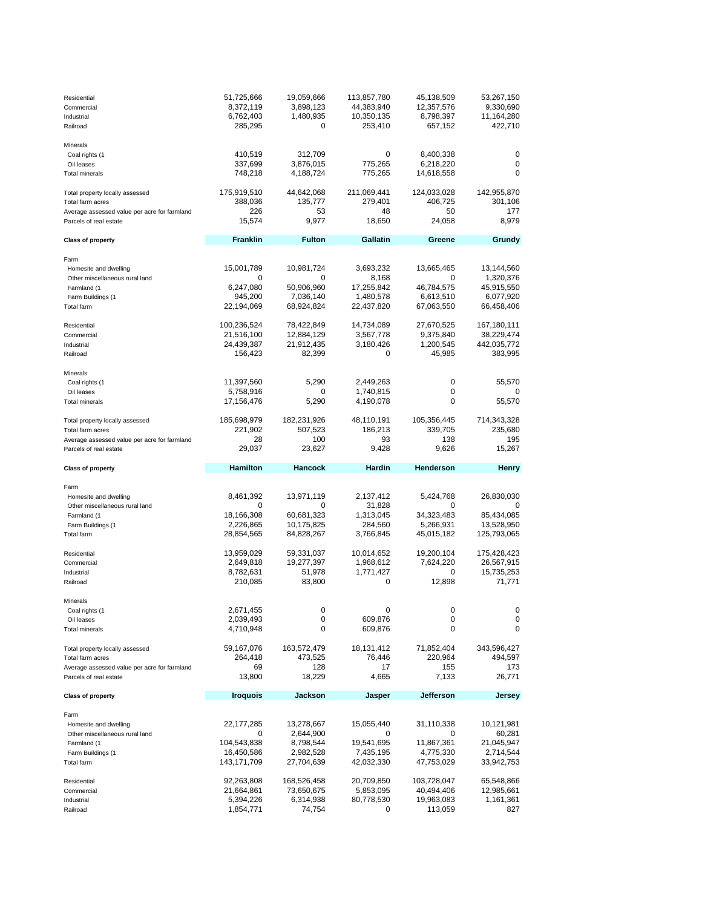| | | | | | |
|---|---|---|---|---|---|
| Residential | 51,725,666 | 19,059,666 | 113,857,780 | 45,138,509 | 53,267,150 |
| Commercial | 8,372,119 | 3,898,123 | 44,383,940 | 12,357,576 | 9,330,690 |
| Industrial | 6,762,403 | 1,480,935 | 10,350,135 | 8,798,397 | 11,164,280 |
| Railroad | 285,295 | 0 | 253,410 | 657,152 | 422,710 |
| | | | | | |
| Minerals | | | | | |
| Coal rights (1 | 410,519 | 312,709 | 0 | 8,400,338 | 0 |
| Oil leases | 337,699 | 3,876,015 | 775,265 | 6,218,220 | 0 |
| Total minerals | 748,218 | 4,188,724 | 775,265 | 14,618,558 | 0 |
| | | | | | |
| Total property locally assessed | 175,919,510 | 44,642,068 | 211,069,441 | 124,033,028 | 142,955,870 |
| Total farm acres | 388,036 | 135,777 | 279,401 | 406,725 | 301,106 |
| Average assessed value per acre for farmland | 226 | 53 | 48 | 50 | 177 |
| Parcels of real estate | 15,574 | 9,977 | 18,650 | 24,058 | 8,979 |

| Class of property | Franklin | Fulton | Gallatin | Greene | Grundy |
|---|---|---|---|---|---|
| Farm | | | | | |
| Homesite and dwelling | 15,001,789 | 10,981,724 | 3,693,232 | 13,665,465 | 13,144,560 |
| Other miscellaneous rural land | 0 | 0 | 8,168 | 0 | 1,320,376 |
| Farmland (1 | 6,247,080 | 50,906,960 | 17,255,842 | 46,784,575 | 45,915,550 |
| Farm Buildings (1 | 945,200 | 7,036,140 | 1,480,578 | 6,613,510 | 6,077,920 |
| Total farm | 22,194,069 | 68,924,824 | 22,437,820 | 67,063,550 | 66,458,406 |
| | | | | | |
| Residential | 100,236,524 | 78,422,849 | 14,734,089 | 27,670,525 | 167,180,111 |
| Commercial | 21,516,100 | 12,884,129 | 3,567,778 | 9,375,840 | 38,229,474 |
| Industrial | 24,439,387 | 21,912,435 | 3,180,426 | 1,200,545 | 442,035,772 |
| Railroad | 156,423 | 82,399 | 0 | 45,985 | 383,995 |
| | | | | | |
| Minerals | | | | | |
| Coal rights (1 | 11,397,560 | 5,290 | 2,449,263 | 0 | 55,570 |
| Oil leases | 5,758,916 | 0 | 1,740,815 | 0 | 0 |
| Total minerals | 17,156,476 | 5,290 | 4,190,078 | 0 | 55,570 |
| | | | | | |
| Total property locally assessed | 185,698,979 | 182,231,926 | 48,110,191 | 105,356,445 | 714,343,328 |
| Total farm acres | 221,902 | 507,523 | 186,213 | 339,705 | 235,680 |
| Average assessed value per acre for farmland | 28 | 100 | 93 | 138 | 195 |
| Parcels of real estate | 29,037 | 23,627 | 9,428 | 9,626 | 15,267 |

| Class of property | Hamilton | Hancock | Hardin | Henderson | Henry |
|---|---|---|---|---|---|
| Farm | | | | | |
| Homesite and dwelling | 8,461,392 | 13,971,119 | 2,137,412 | 5,424,768 | 26,830,030 |
| Other miscellaneous rural land | 0 | 0 | 31,828 | 0 | 0 |
| Farmland (1 | 18,166,308 | 60,681,323 | 1,313,045 | 34,323,483 | 85,434,085 |
| Farm Buildings (1 | 2,226,865 | 10,175,825 | 284,560 | 5,266,931 | 13,528,950 |
| Total farm | 28,854,565 | 84,828,267 | 3,766,845 | 45,015,182 | 125,793,065 |
| | | | | | |
| Residential | 13,959,029 | 59,331,037 | 10,014,652 | 19,200,104 | 175,428,423 |
| Commercial | 2,649,818 | 19,277,397 | 1,968,612 | 7,624,220 | 26,567,915 |
| Industrial | 8,782,631 | 51,978 | 1,771,427 | 0 | 15,735,253 |
| Railroad | 210,085 | 83,800 | 0 | 12,898 | 71,771 |
| | | | | | |
| Minerals | | | | | |
| Coal rights (1 | 2,671,455 | 0 | 0 | 0 | 0 |
| Oil leases | 2,039,493 | 0 | 609,876 | 0 | 0 |
| Total minerals | 4,710,948 | 0 | 609,876 | 0 | 0 |
| | | | | | |
| Total property locally assessed | 59,167,076 | 163,572,479 | 18,131,412 | 71,852,404 | 343,596,427 |
| Total farm acres | 264,418 | 473,525 | 76,446 | 220,964 | 494,597 |
| Average assessed value per acre for farmland | 69 | 128 | 17 | 155 | 173 |
| Parcels of real estate | 13,800 | 18,229 | 4,665 | 7,133 | 26,771 |

| Class of property | Iroquois | Jackson | Jasper | Jefferson | Jersey |
|---|---|---|---|---|---|
| Farm | | | | | |
| Homesite and dwelling | 22,177,285 | 13,278,667 | 15,055,440 | 31,110,338 | 10,121,981 |
| Other miscellaneous rural land | 0 | 2,644,900 | 0 | 0 | 60,281 |
| Farmland (1 | 104,543,838 | 8,798,544 | 19,541,695 | 11,867,361 | 21,045,947 |
| Farm Buildings (1 | 16,450,586 | 2,982,528 | 7,435,195 | 4,775,330 | 2,714,544 |
| Total farm | 143,171,709 | 27,704,639 | 42,032,330 | 47,753,029 | 33,942,753 |
| | | | | | |
| Residential | 92,263,808 | 168,526,458 | 20,709,850 | 103,728,047 | 65,548,866 |
| Commercial | 21,664,861 | 73,650,675 | 5,853,095 | 40,494,406 | 12,985,661 |
| Industrial | 5,394,226 | 6,314,938 | 80,778,530 | 19,963,083 | 1,161,361 |
| Railroad | 1,854,771 | 74,754 | 0 | 113,059 | 827 |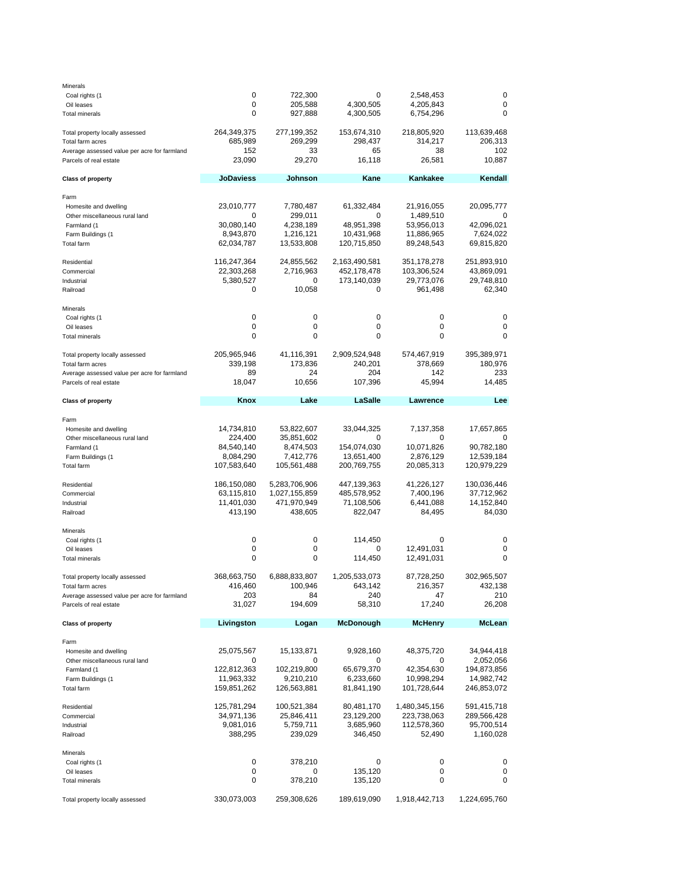| | | | | | |
|---|---|---|---|---|---|
| Minerals | | | | | |
| Coal rights (1 | 0 | 722,300 | 0 | 2,548,453 | 0 |
| Oil leases | 0 | 205,588 | 4,300,505 | 4,205,843 | 0 |
| Total minerals | 0 | 927,888 | 4,300,505 | 6,754,296 | 0 |
| | | | | | |
| Total property locally assessed | 264,349,375 | 277,199,352 | 153,674,310 | 218,805,920 | 113,639,468 |
| Total farm acres | 685,989 | 269,299 | 298,437 | 314,217 | 206,313 |
| Average assessed value per acre for farmland | 152 | 33 | 65 | 38 | 102 |
| Parcels of real estate | 23,090 | 29,270 | 16,118 | 26,581 | 10,887 |

| **Class of property** | **JoDaviess** | **Johnson** | **Kane** | **Kankakee** | **Kendall** |
|---|---|---|---|---|---|
| Farm | | | | | |
| Homesite and dwelling | 23,010,777 | 7,780,487 | 61,332,484 | 21,916,055 | 20,095,777 |
| Other miscellaneous rural land | 0 | 299,011 | 0 | 1,489,510 | 0 |
| Farmland (1 | 30,080,140 | 4,238,189 | 48,951,398 | 53,956,013 | 42,096,021 |
| Farm Buildings (1 | 8,943,870 | 1,216,121 | 10,431,968 | 11,886,965 | 7,624,022 |
| Total farm | 62,034,787 | 13,533,808 | 120,715,850 | 89,248,543 | 69,815,820 |
| | | | | | |
| Residential | 116,247,364 | 24,855,562 | 2,163,490,581 | 351,178,278 | 251,893,910 |
| Commercial | 22,303,268 | 2,716,963 | 452,178,478 | 103,306,524 | 43,869,091 |
| Industrial | 5,380,527 | 0 | 173,140,039 | 29,773,076 | 29,748,810 |
| Railroad | 0 | 10,058 | 0 | 961,498 | 62,340 |
| | | | | | |
| Minerals | | | | | |
| Coal rights (1 | 0 | 0 | 0 | 0 | 0 |
| Oil leases | 0 | 0 | 0 | 0 | 0 |
| Total minerals | 0 | 0 | 0 | 0 | 0 |
| | | | | | |
| Total property locally assessed | 205,965,946 | 41,116,391 | 2,909,524,948 | 574,467,919 | 395,389,971 |
| Total farm acres | 339,198 | 173,836 | 240,201 | 378,669 | 180,976 |
| Average assessed value per acre for farmland | 89 | 24 | 204 | 142 | 233 |
| Parcels of real estate | 18,047 | 10,656 | 107,396 | 45,994 | 14,485 |

| **Class of property** | **Knox** | **Lake** | **LaSalle** | **Lawrence** | **Lee** |
|---|---|---|---|---|---|
| Farm | | | | | |
| Homesite and dwelling | 14,734,810 | 53,822,607 | 33,044,325 | 7,137,358 | 17,657,865 |
| Other miscellaneous rural land | 224,400 | 35,851,602 | 0 | 0 | 0 |
| Farmland (1 | 84,540,140 | 8,474,503 | 154,074,030 | 10,071,826 | 90,782,180 |
| Farm Buildings (1 | 8,084,290 | 7,412,776 | 13,651,400 | 2,876,129 | 12,539,184 |
| Total farm | 107,583,640 | 105,561,488 | 200,769,755 | 20,085,313 | 120,979,229 |
| | | | | | |
| Residential | 186,150,080 | 5,283,706,906 | 447,139,363 | 41,226,127 | 130,036,446 |
| Commercial | 63,115,810 | 1,027,155,859 | 485,578,952 | 7,400,196 | 37,712,962 |
| Industrial | 11,401,030 | 471,970,949 | 71,108,506 | 6,441,088 | 14,152,840 |
| Railroad | 413,190 | 438,605 | 822,047 | 84,495 | 84,030 |
| | | | | | |
| Minerals | | | | | |
| Coal rights (1 | 0 | 0 | 114,450 | 0 | 0 |
| Oil leases | 0 | 0 | 0 | 12,491,031 | 0 |
| Total minerals | 0 | 0 | 114,450 | 12,491,031 | 0 |
| | | | | | |
| Total property locally assessed | 368,663,750 | 6,888,833,807 | 1,205,533,073 | 87,728,250 | 302,965,507 |
| Total farm acres | 416,460 | 100,946 | 643,142 | 216,357 | 432,138 |
| Average assessed value per acre for farmland | 203 | 84 | 240 | 47 | 210 |
| Parcels of real estate | 31,027 | 194,609 | 58,310 | 17,240 | 26,208 |

| **Class of property** | **Livingston** | **Logan** | **McDonough** | **McHenry** | **McLean** |
|---|---|---|---|---|---|
| Farm | | | | | |
| Homesite and dwelling | 25,075,567 | 15,133,871 | 9,928,160 | 48,375,720 | 34,944,418 |
| Other miscellaneous rural land | 0 | 0 | 0 | 0 | 2,052,056 |
| Farmland (1 | 122,812,363 | 102,219,800 | 65,679,370 | 42,354,630 | 194,873,856 |
| Farm Buildings (1 | 11,963,332 | 9,210,210 | 6,233,660 | 10,998,294 | 14,982,742 |
| Total farm | 159,851,262 | 126,563,881 | 81,841,190 | 101,728,644 | 246,853,072 |
| | | | | | |
| Residential | 125,781,294 | 100,521,384 | 80,481,170 | 1,480,345,156 | 591,415,718 |
| Commercial | 34,971,136 | 25,846,411 | 23,129,200 | 223,738,063 | 289,566,428 |
| Industrial | 9,081,016 | 5,759,711 | 3,685,960 | 112,578,360 | 95,700,514 |
| Railroad | 388,295 | 239,029 | 346,450 | 52,490 | 1,160,028 |
| | | | | | |
| Minerals | | | | | |
| Coal rights (1 | 0 | 378,210 | 0 | 0 | 0 |
| Oil leases | 0 | 0 | 135,120 | 0 | 0 |
| Total minerals | 0 | 378,210 | 135,120 | 0 | 0 |
| | | | | | |
| Total property locally assessed | 330,073,003 | 259,308,626 | 189,619,090 | 1,918,442,713 | 1,224,695,760 |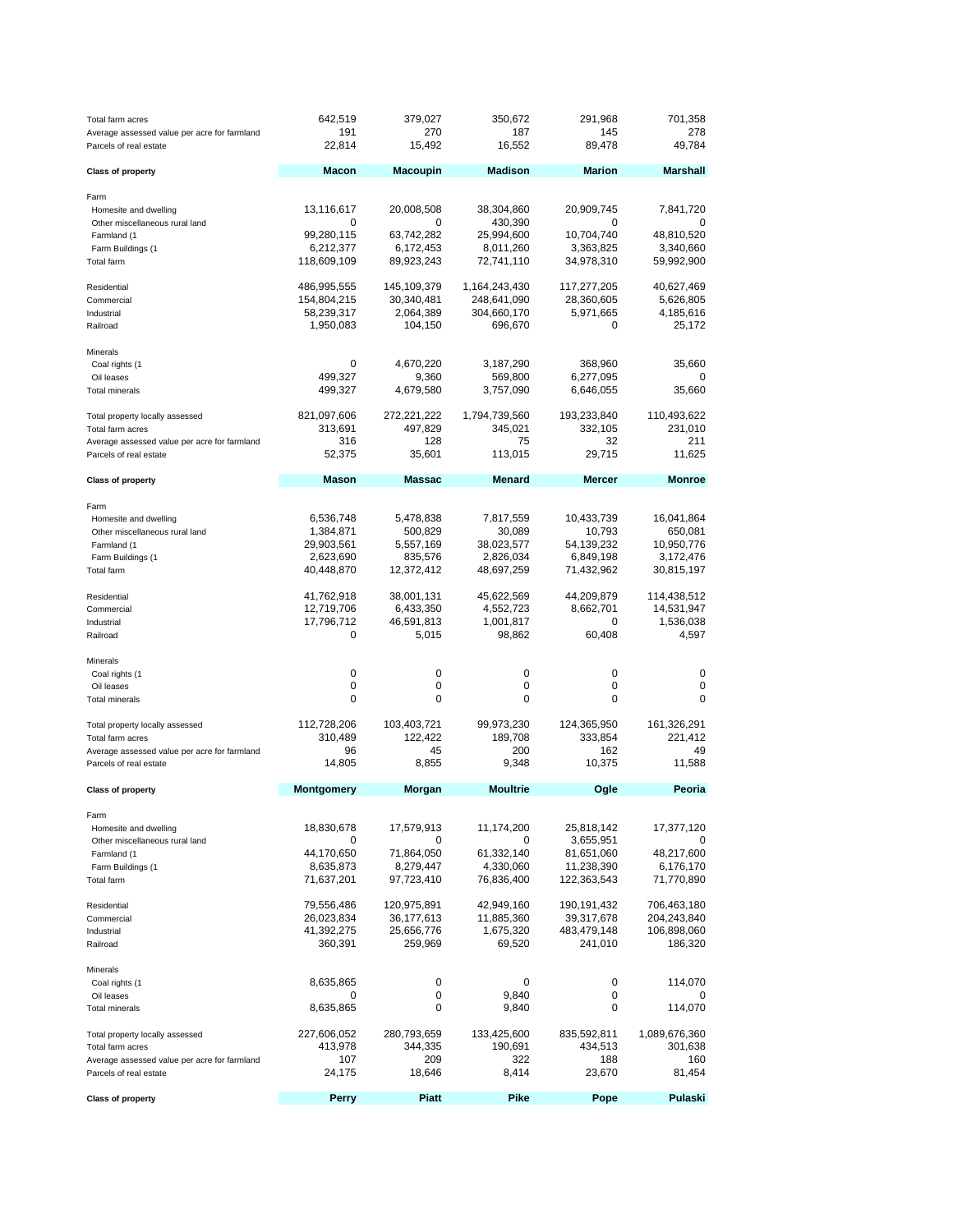| | | | | | |
|---|---|---|---|---|---|
| Total farm acres | 642,519 | 379,027 | 350,672 | 291,968 | 701,358 |
| Average assessed value per acre for farmland | 191 | 270 | 187 | 145 | 278 |
| Parcels of real estate | 22,814 | 15,492 | 16,552 | 89,478 | 49,784 |

| **Class of property** | **Macon** | **Macoupin** | **Madison** | **Marion** | **Marshall** |
|---|---|---|---|---|---|
| Farm | | | | | |
| Homesite and dwelling | 13,116,617 | 20,008,508 | 38,304,860 | 20,909,745 | 7,841,720 |
| Other miscellaneous rural land | 0 | 0 | 430,390 | 0 | 0 |
| Farmland (1 | 99,280,115 | 63,742,282 | 25,994,600 | 10,704,740 | 48,810,520 |
| Farm Buildings (1 | 6,212,377 | 6,172,453 | 8,011,260 | 3,363,825 | 3,340,660 |
| Total farm | 118,609,109 | 89,923,243 | 72,741,110 | 34,978,310 | 59,992,900 |
| Residential | 486,995,555 | 145,109,379 | 1,164,243,430 | 117,277,205 | 40,627,469 |
| Commercial | 154,804,215 | 30,340,481 | 248,641,090 | 28,360,605 | 5,626,805 |
| Industrial | 58,239,317 | 2,064,389 | 304,660,170 | 5,971,665 | 4,185,616 |
| Railroad | 1,950,083 | 104,150 | 696,670 | 0 | 25,172 |
| Minerals | | | | | |
| Coal rights (1 | 0 | 4,670,220 | 3,187,290 | 368,960 | 35,660 |
| Oil leases | 499,327 | 9,360 | 569,800 | 6,277,095 | 0 |
| Total minerals | 499,327 | 4,679,580 | 3,757,090 | 6,646,055 | 35,660 |
| Total property locally assessed | 821,097,606 | 272,221,222 | 1,794,739,560 | 193,233,840 | 110,493,622 |
| Total farm acres | 313,691 | 497,829 | 345,021 | 332,105 | 231,010 |
| Average assessed value per acre for farmland | 316 | 128 | 75 | 32 | 211 |
| Parcels of real estate | 52,375 | 35,601 | 113,015 | 29,715 | 11,625 |

| **Class of property** | **Mason** | **Massac** | **Menard** | **Mercer** | **Monroe** |
|---|---|---|---|---|---|
| Farm | | | | | |
| Homesite and dwelling | 6,536,748 | 5,478,838 | 7,817,559 | 10,433,739 | 16,041,864 |
| Other miscellaneous rural land | 1,384,871 | 500,829 | 30,089 | 10,793 | 650,081 |
| Farmland (1 | 29,903,561 | 5,557,169 | 38,023,577 | 54,139,232 | 10,950,776 |
| Farm Buildings (1 | 2,623,690 | 835,576 | 2,826,034 | 6,849,198 | 3,172,476 |
| Total farm | 40,448,870 | 12,372,412 | 48,697,259 | 71,432,962 | 30,815,197 |
| Residential | 41,762,918 | 38,001,131 | 45,622,569 | 44,209,879 | 114,438,512 |
| Commercial | 12,719,706 | 6,433,350 | 4,552,723 | 8,662,701 | 14,531,947 |
| Industrial | 17,796,712 | 46,591,813 | 1,001,817 | 0 | 1,536,038 |
| Railroad | 0 | 5,015 | 98,862 | 60,408 | 4,597 |
| Minerals | | | | | |
| Coal rights (1 | 0 | 0 | 0 | 0 | 0 |
| Oil leases | 0 | 0 | 0 | 0 | 0 |
| Total minerals | 0 | 0 | 0 | 0 | 0 |
| Total property locally assessed | 112,728,206 | 103,403,721 | 99,973,230 | 124,365,950 | 161,326,291 |
| Total farm acres | 310,489 | 122,422 | 189,708 | 333,854 | 221,412 |
| Average assessed value per acre for farmland | 96 | 45 | 200 | 162 | 49 |
| Parcels of real estate | 14,805 | 8,855 | 9,348 | 10,375 | 11,588 |

| **Class of property** | **Montgomery** | **Morgan** | **Moultrie** | **Ogle** | **Peoria** |
|---|---|---|---|---|---|
| Farm | | | | | |
| Homesite and dwelling | 18,830,678 | 17,579,913 | 11,174,200 | 25,818,142 | 17,377,120 |
| Other miscellaneous rural land | 0 | 0 | 0 | 3,655,951 | 0 |
| Farmland (1 | 44,170,650 | 71,864,050 | 61,332,140 | 81,651,060 | 48,217,600 |
| Farm Buildings (1 | 8,635,873 | 8,279,447 | 4,330,060 | 11,238,390 | 6,176,170 |
| Total farm | 71,637,201 | 97,723,410 | 76,836,400 | 122,363,543 | 71,770,890 |
| Residential | 79,556,486 | 120,975,891 | 42,949,160 | 190,191,432 | 706,463,180 |
| Commercial | 26,023,834 | 36,177,613 | 11,885,360 | 39,317,678 | 204,243,840 |
| Industrial | 41,392,275 | 25,656,776 | 1,675,320 | 483,479,148 | 106,898,060 |
| Railroad | 360,391 | 259,969 | 69,520 | 241,010 | 186,320 |
| Minerals | | | | | |
| Coal rights (1 | 8,635,865 | 0 | 0 | 0 | 114,070 |
| Oil leases | 0 | 0 | 9,840 | 0 | 0 |
| Total minerals | 8,635,865 | 0 | 9,840 | 0 | 114,070 |
| Total property locally assessed | 227,606,052 | 280,793,659 | 133,425,600 | 835,592,811 | 1,089,676,360 |
| Total farm acres | 413,978 | 344,335 | 190,691 | 434,513 | 301,638 |
| Average assessed value per acre for farmland | 107 | 209 | 322 | 188 | 160 |
| Parcels of real estate | 24,175 | 18,646 | 8,414 | 23,670 | 81,454 |

| **Class of property** | **Perry** | **Piatt** | **Pike** | **Pope** | **Pulaski** |
|---|---|---|---|---|---|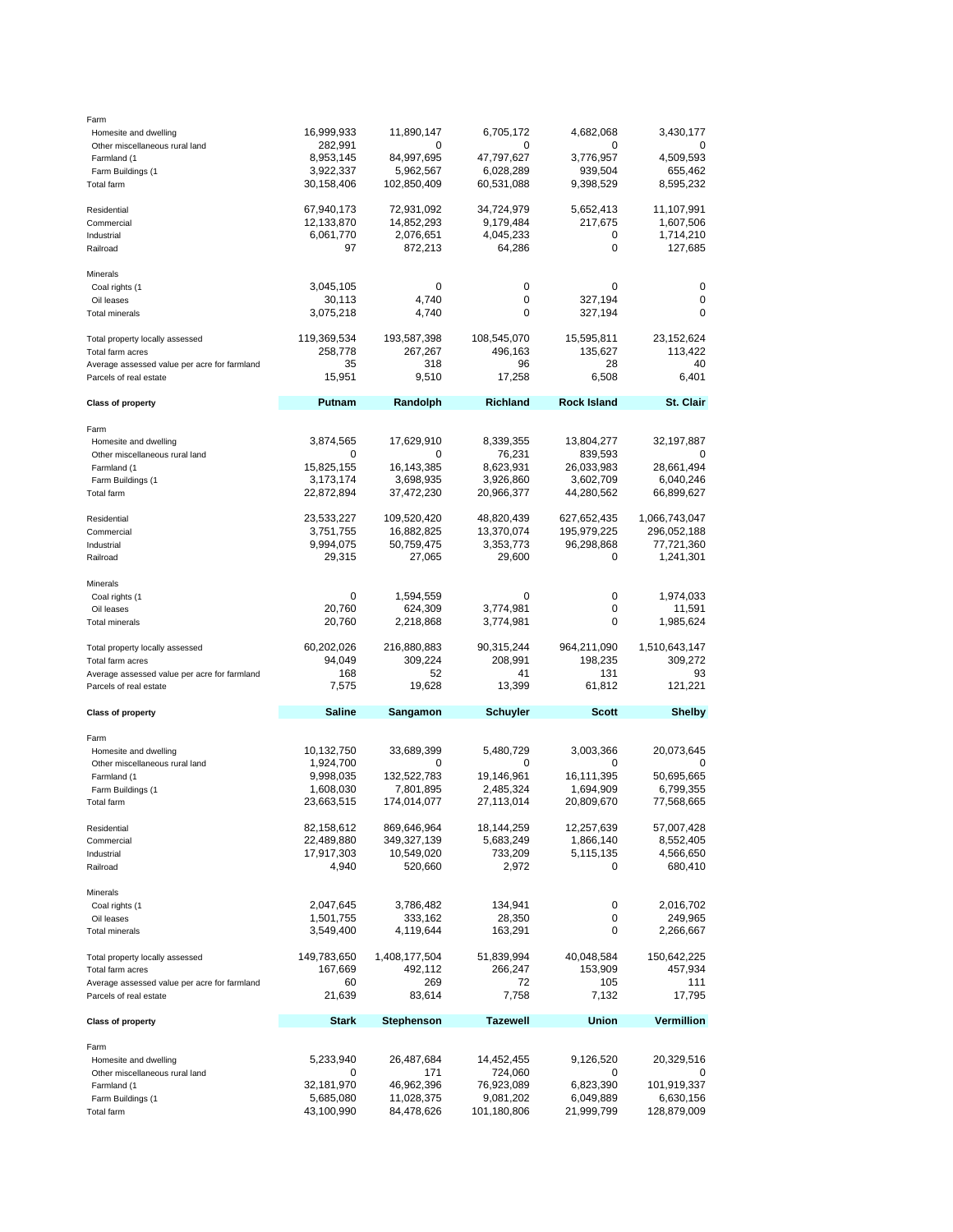| Class of property | | | | | |
|---|---|---|---|---|---|
| Farm | | | | | |
| Homesite and dwelling | 16,999,933 | 11,890,147 | 6,705,172 | 4,682,068 | 3,430,177 |
| Other miscellaneous rural land | 282,991 | 0 | 0 | 0 | 0 |
| Farmland (1 | 8,953,145 | 84,997,695 | 47,797,627 | 3,776,957 | 4,509,593 |
| Farm Buildings (1 | 3,922,337 | 5,962,567 | 6,028,289 | 939,504 | 655,462 |
| Total farm | 30,158,406 | 102,850,409 | 60,531,088 | 9,398,529 | 8,595,232 |
| | | | | | |
| Residential | 67,940,173 | 72,931,092 | 34,724,979 | 5,652,413 | 11,107,991 |
| Commercial | 12,133,870 | 14,852,293 | 9,179,484 | 217,675 | 1,607,506 |
| Industrial | 6,061,770 | 2,076,651 | 4,045,233 | 0 | 1,714,210 |
| Railroad | 97 | 872,213 | 64,286 | 0 | 127,685 |
| | | | | | |
| Minerals | | | | | |
| Coal rights (1 | 3,045,105 | 0 | 0 | 0 | 0 |
| Oil leases | 30,113 | 4,740 | 0 | 327,194 | 0 |
| Total minerals | 3,075,218 | 4,740 | 0 | 327,194 | 0 |
| | | | | | |
| Total property locally assessed | 119,369,534 | 193,587,398 | 108,545,070 | 15,595,811 | 23,152,624 |
| Total farm acres | 258,778 | 267,267 | 496,163 | 135,627 | 113,422 |
| Average assessed value per acre for farmland | 35 | 318 | 96 | 28 | 40 |
| Parcels of real estate | 15,951 | 9,510 | 17,258 | 6,508 | 6,401 |

| Class of property | Putnam | Randolph | Richland | Rock Island | St. Clair |
|---|---|---|---|---|---|
| Farm | | | | | |
| Homesite and dwelling | 3,874,565 | 17,629,910 | 8,339,355 | 13,804,277 | 32,197,887 |
| Other miscellaneous rural land | 0 | 0 | 76,231 | 839,593 | 0 |
| Farmland (1 | 15,825,155 | 16,143,385 | 8,623,931 | 26,033,983 | 28,661,494 |
| Farm Buildings (1 | 3,173,174 | 3,698,935 | 3,926,860 | 3,602,709 | 6,040,246 |
| Total farm | 22,872,894 | 37,472,230 | 20,966,377 | 44,280,562 | 66,899,627 |
| | | | | | |
| Residential | 23,533,227 | 109,520,420 | 48,820,439 | 627,652,435 | 1,066,743,047 |
| Commercial | 3,751,755 | 16,882,825 | 13,370,074 | 195,979,225 | 296,052,188 |
| Industrial | 9,994,075 | 50,759,475 | 3,353,773 | 96,298,868 | 77,721,360 |
| Railroad | 29,315 | 27,065 | 29,600 | 0 | 1,241,301 |
| | | | | | |
| Minerals | | | | | |
| Coal rights (1 | 0 | 1,594,559 | 0 | 0 | 1,974,033 |
| Oil leases | 20,760 | 624,309 | 3,774,981 | 0 | 11,591 |
| Total minerals | 20,760 | 2,218,868 | 3,774,981 | 0 | 1,985,624 |
| | | | | | |
| Total property locally assessed | 60,202,026 | 216,880,883 | 90,315,244 | 964,211,090 | 1,510,643,147 |
| Total farm acres | 94,049 | 309,224 | 208,991 | 198,235 | 309,272 |
| Average assessed value per acre for farmland | 168 | 52 | 41 | 131 | 93 |
| Parcels of real estate | 7,575 | 19,628 | 13,399 | 61,812 | 121,221 |

| Class of property | Saline | Sangamon | Schuyler | Scott | Shelby |
|---|---|---|---|---|---|
| Farm | | | | | |
| Homesite and dwelling | 10,132,750 | 33,689,399 | 5,480,729 | 3,003,366 | 20,073,645 |
| Other miscellaneous rural land | 1,924,700 | 0 | 0 | 0 | 0 |
| Farmland (1 | 9,998,035 | 132,522,783 | 19,146,961 | 16,111,395 | 50,695,665 |
| Farm Buildings (1 | 1,608,030 | 7,801,895 | 2,485,324 | 1,694,909 | 6,799,355 |
| Total farm | 23,663,515 | 174,014,077 | 27,113,014 | 20,809,670 | 77,568,665 |
| | | | | | |
| Residential | 82,158,612 | 869,646,964 | 18,144,259 | 12,257,639 | 57,007,428 |
| Commercial | 22,489,880 | 349,327,139 | 5,683,249 | 1,866,140 | 8,552,405 |
| Industrial | 17,917,303 | 10,549,020 | 733,209 | 5,115,135 | 4,566,650 |
| Railroad | 4,940 | 520,660 | 2,972 | 0 | 680,410 |
| | | | | | |
| Minerals | | | | | |
| Coal rights (1 | 2,047,645 | 3,786,482 | 134,941 | 0 | 2,016,702 |
| Oil leases | 1,501,755 | 333,162 | 28,350 | 0 | 249,965 |
| Total minerals | 3,549,400 | 4,119,644 | 163,291 | 0 | 2,266,667 |
| | | | | | |
| Total property locally assessed | 149,783,650 | 1,408,177,504 | 51,839,994 | 40,048,584 | 150,642,225 |
| Total farm acres | 167,669 | 492,112 | 266,247 | 153,909 | 457,934 |
| Average assessed value per acre for farmland | 60 | 269 | 72 | 105 | 111 |
| Parcels of real estate | 21,639 | 83,614 | 7,758 | 7,132 | 17,795 |

| Class of property | Stark | Stephenson | Tazewell | Union | Vermillion |
|---|---|---|---|---|---|
| Farm | | | | | |
| Homesite and dwelling | 5,233,940 | 26,487,684 | 14,452,455 | 9,126,520 | 20,329,516 |
| Other miscellaneous rural land | 0 | 171 | 724,060 | 0 | 0 |
| Farmland (1 | 32,181,970 | 46,962,396 | 76,923,089 | 6,823,390 | 101,919,337 |
| Farm Buildings (1 | 5,685,080 | 11,028,375 | 9,081,202 | 6,049,889 | 6,630,156 |
| Total farm | 43,100,990 | 84,478,626 | 101,180,806 | 21,999,799 | 128,879,009 |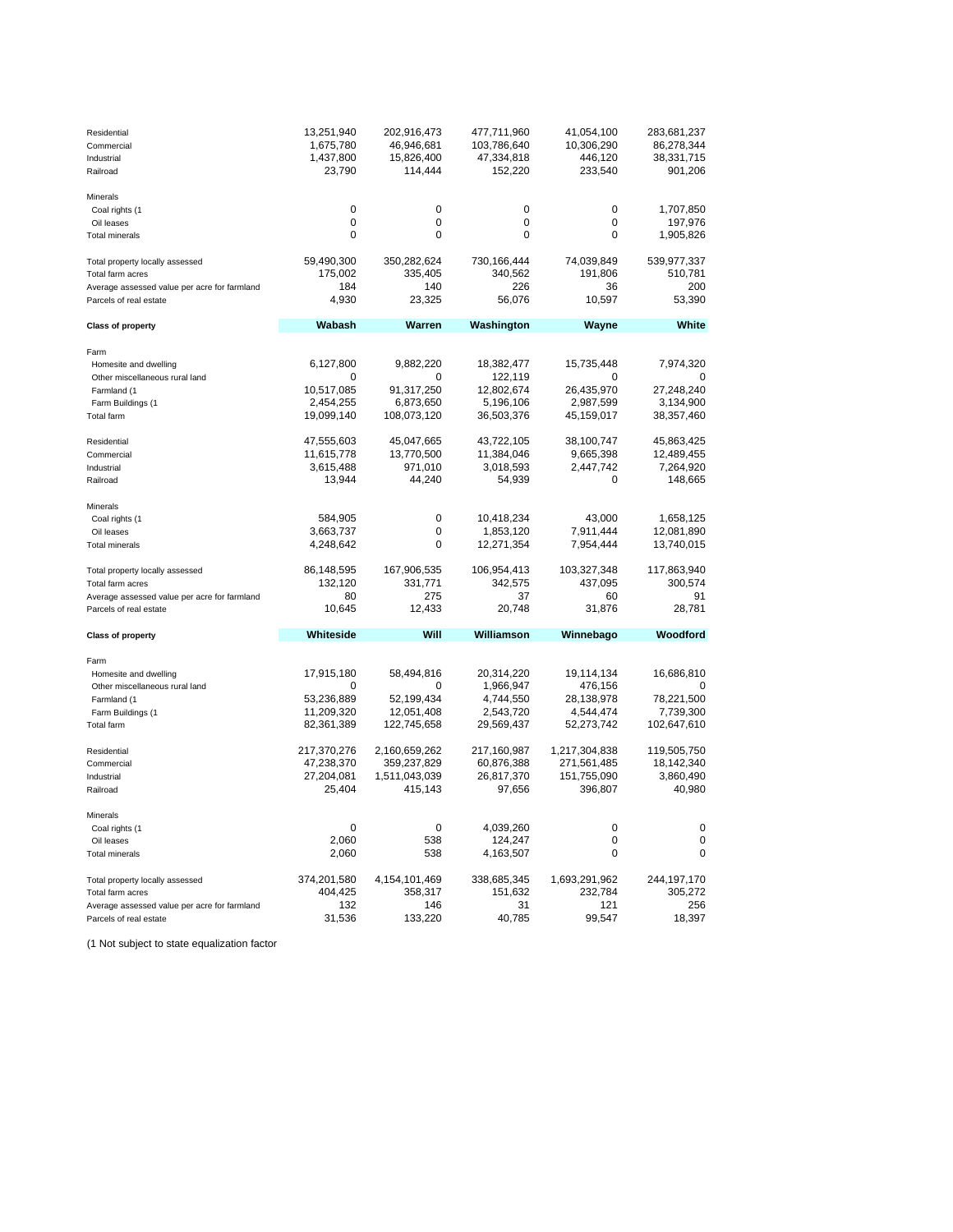| | | | | | |
|---|---|---|---|---|---|
| Residential | 13,251,940 | 202,916,473 | 477,711,960 | 41,054,100 | 283,681,237 |
| Commercial | 1,675,780 | 46,946,681 | 103,786,640 | 10,306,290 | 86,278,344 |
| Industrial | 1,437,800 | 15,826,400 | 47,334,818 | 446,120 | 38,331,715 |
| Railroad | 23,790 | 114,444 | 152,220 | 233,540 | 901,206 |
| | | | | | |
| Minerals | | | | | |
| Coal rights (1 | 0 | 0 | 0 | 0 | 1,707,850 |
| Oil leases | 0 | 0 | 0 | 0 | 197,976 |
| Total minerals | 0 | 0 | 0 | 0 | 1,905,826 |
| | | | | | |
| Total property locally assessed | 59,490,300 | 350,282,624 | 730,166,444 | 74,039,849 | 539,977,337 |
| Total farm acres | 175,002 | 335,405 | 340,562 | 191,806 | 510,781 |
| Average assessed value per acre for farmland | 184 | 140 | 226 | 36 | 200 |
| Parcels of real estate | 4,930 | 23,325 | 56,076 | 10,597 | 53,390 |

| Class of property | Wabash | Warren | Washington | Wayne | White |
|---|---|---|---|---|---|
| Farm | | | | | |
| Homesite and dwelling | 6,127,800 | 9,882,220 | 18,382,477 | 15,735,448 | 7,974,320 |
| Other miscellaneous rural land | 0 | 0 | 122,119 | 0 | 0 |
| Farmland (1 | 10,517,085 | 91,317,250 | 12,802,674 | 26,435,970 | 27,248,240 |
| Farm Buildings (1 | 2,454,255 | 6,873,650 | 5,196,106 | 2,987,599 | 3,134,900 |
| Total farm | 19,099,140 | 108,073,120 | 36,503,376 | 45,159,017 | 38,357,460 |
| | | | | | |
| Residential | 47,555,603 | 45,047,665 | 43,722,105 | 38,100,747 | 45,863,425 |
| Commercial | 11,615,778 | 13,770,500 | 11,384,046 | 9,665,398 | 12,489,455 |
| Industrial | 3,615,488 | 971,010 | 3,018,593 | 2,447,742 | 7,264,920 |
| Railroad | 13,944 | 44,240 | 54,939 | 0 | 148,665 |
| | | | | | |
| Minerals | | | | | |
| Coal rights (1 | 584,905 | 0 | 10,418,234 | 43,000 | 1,658,125 |
| Oil leases | 3,663,737 | 0 | 1,853,120 | 7,911,444 | 12,081,890 |
| Total minerals | 4,248,642 | 0 | 12,271,354 | 7,954,444 | 13,740,015 |
| | | | | | |
| Total property locally assessed | 86,148,595 | 167,906,535 | 106,954,413 | 103,327,348 | 117,863,940 |
| Total farm acres | 132,120 | 331,771 | 342,575 | 437,095 | 300,574 |
| Average assessed value per acre for farmland | 80 | 275 | 37 | 60 | 91 |
| Parcels of real estate | 10,645 | 12,433 | 20,748 | 31,876 | 28,781 |

| Class of property | Whiteside | Will | Williamson | Winnebago | Woodford |
|---|---|---|---|---|---|
| Farm | | | | | |
| Homesite and dwelling | 17,915,180 | 58,494,816 | 20,314,220 | 19,114,134 | 16,686,810 |
| Other miscellaneous rural land | 0 | 0 | 1,966,947 | 476,156 | 0 |
| Farmland (1 | 53,236,889 | 52,199,434 | 4,744,550 | 28,138,978 | 78,221,500 |
| Farm Buildings (1 | 11,209,320 | 12,051,408 | 2,543,720 | 4,544,474 | 7,739,300 |
| Total farm | 82,361,389 | 122,745,658 | 29,569,437 | 52,273,742 | 102,647,610 |
| | | | | | |
| Residential | 217,370,276 | 2,160,659,262 | 217,160,987 | 1,217,304,838 | 119,505,750 |
| Commercial | 47,238,370 | 359,237,829 | 60,876,388 | 271,561,485 | 18,142,340 |
| Industrial | 27,204,081 | 1,511,043,039 | 26,817,370 | 151,755,090 | 3,860,490 |
| Railroad | 25,404 | 415,143 | 97,656 | 396,807 | 40,980 |
| | | | | | |
| Minerals | | | | | |
| Coal rights (1 | 0 | 0 | 4,039,260 | 0 | 0 |
| Oil leases | 2,060 | 538 | 124,247 | 0 | 0 |
| Total minerals | 2,060 | 538 | 4,163,507 | 0 | 0 |
| | | | | | |
| Total property locally assessed | 374,201,580 | 4,154,101,469 | 338,685,345 | 1,693,291,962 | 244,197,170 |
| Total farm acres | 404,425 | 358,317 | 151,632 | 232,784 | 305,272 |
| Average assessed value per acre for farmland | 132 | 146 | 31 | 121 | 256 |
| Parcels of real estate | 31,536 | 133,220 | 40,785 | 99,547 | 18,397 |

(1 Not subject to state equalization factor